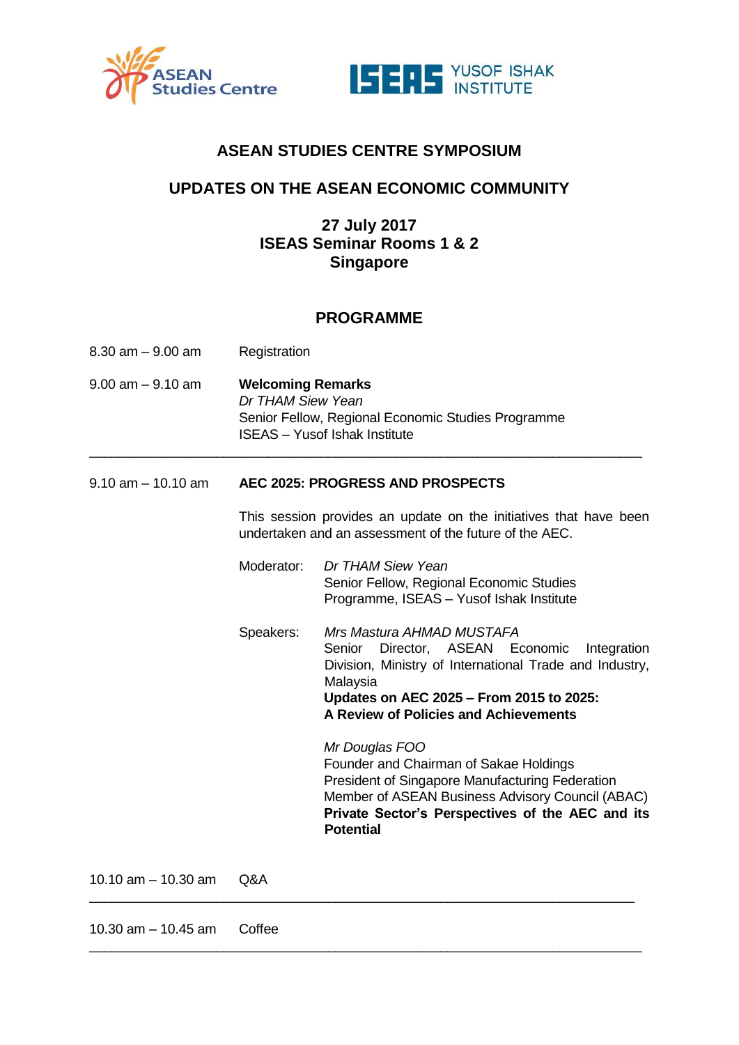ASEAN Studies Centre

ISEAS YUSOF ISHAK INSTITUTE

# ASEAN STUDIES CENTRE SYMPOSIUM

## UPDATES ON THE ASEAN ECONOMIC COMMUNITY

**27 July 2017**
**ISEAS Seminar Rooms 1 & 2**
**Singapore**

## PROGRAMME

8.30 am – 9.00 am — Registration

9.00 am – 9.10 am — **Welcoming Remarks**
*Dr THAM Siew Yean*
Senior Fellow, Regional Economic Studies Programme
ISEAS – Yusof Ishak Institute

---

9.10 am – 10.10 am — **AEC 2025: PROGRESS AND PROSPECTS**

This session provides an update on the initiatives that have been undertaken and an assessment of the future of the AEC.

Moderator:
*Dr THAM Siew Yean*
Senior Fellow, Regional Economic Studies Programme, ISEAS – Yusof Ishak Institute

Speakers:

*Mrs Mastura AHMAD MUSTAFA*
Senior Director, ASEAN Economic Integration Division, Ministry of International Trade and Industry, Malaysia
**Updates on AEC 2025 – From 2015 to 2025: A Review of Policies and Achievements**

*Mr Douglas FOO*
Founder and Chairman of Sakae Holdings
President of Singapore Manufacturing Federation
Member of ASEAN Business Advisory Council (ABAC)
**Private Sector's Perspectives of the AEC and its Potential**

10.10 am – 10.30 am — Q&A

---

10.30 am – 10.45 am — Coffee

---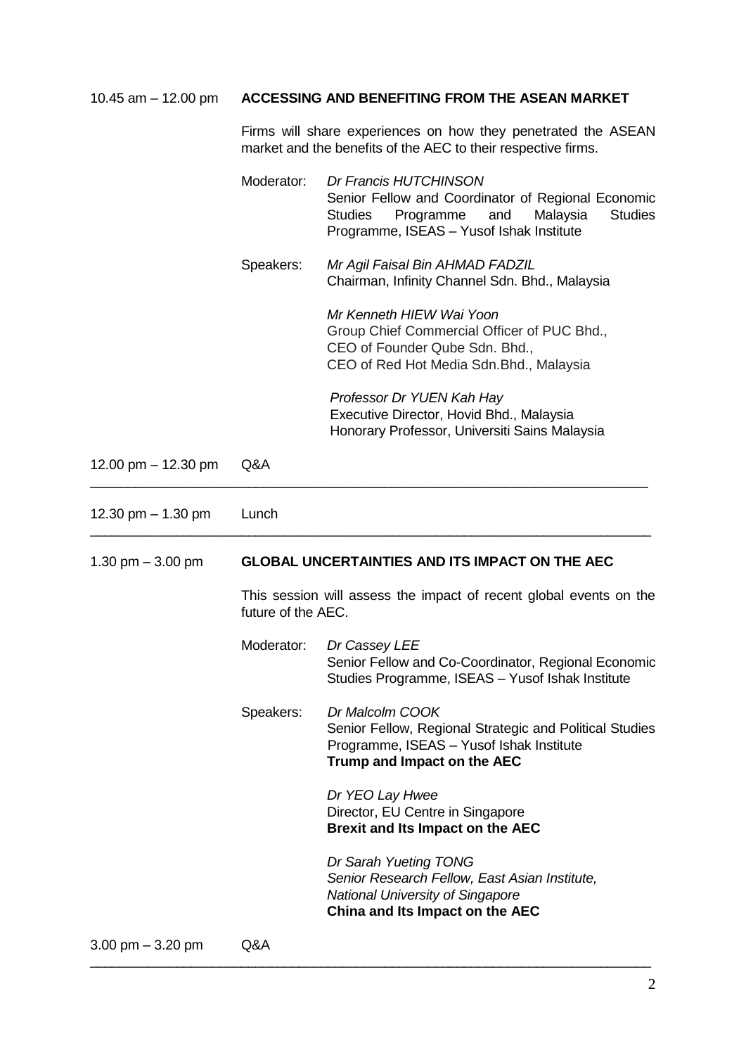10.45 am – 12.00 pm **ACCESSING AND BENEFITING FROM THE ASEAN MARKET**

Firms will share experiences on how they penetrated the ASEAN market and the benefits of the AEC to their respective firms.

Moderator: *Dr Francis HUTCHINSON*
Senior Fellow and Coordinator of Regional Economic Studies Programme and Malaysia Studies Programme, ISEAS – Yusof Ishak Institute

Speakers: *Mr Agil Faisal Bin AHMAD FADZIL*
Chairman, Infinity Channel Sdn. Bhd., Malaysia

*Mr Kenneth HIEW Wai Yoon*
Group Chief Commercial Officer of PUC Bhd.,
CEO of Founder Qube Sdn. Bhd.,
CEO of Red Hot Media Sdn.Bhd., Malaysia

*Professor Dr YUEN Kah Hay*
Executive Director, Hovid Bhd., Malaysia
Honorary Professor, Universiti Sains Malaysia

12.00 pm – 12.30 pm Q&A

---

12.30 pm – 1.30 pm Lunch

---

1.30 pm – 3.00 pm **GLOBAL UNCERTAINTIES AND ITS IMPACT ON THE AEC**

This session will assess the impact of recent global events on the future of the AEC.

Moderator: *Dr Cassey LEE*
Senior Fellow and Co-Coordinator, Regional Economic Studies Programme, ISEAS – Yusof Ishak Institute

Speakers: *Dr Malcolm COOK*
Senior Fellow, Regional Strategic and Political Studies Programme, ISEAS – Yusof Ishak Institute
**Trump and Impact on the AEC**

*Dr YEO Lay Hwee*
Director, EU Centre in Singapore
**Brexit and Its Impact on the AEC**

*Dr Sarah Yueting TONG*
*Senior Research Fellow, East Asian Institute,*
*National University of Singapore*
**China and Its Impact on the AEC**

3.00 pm – 3.20 pm Q&A

---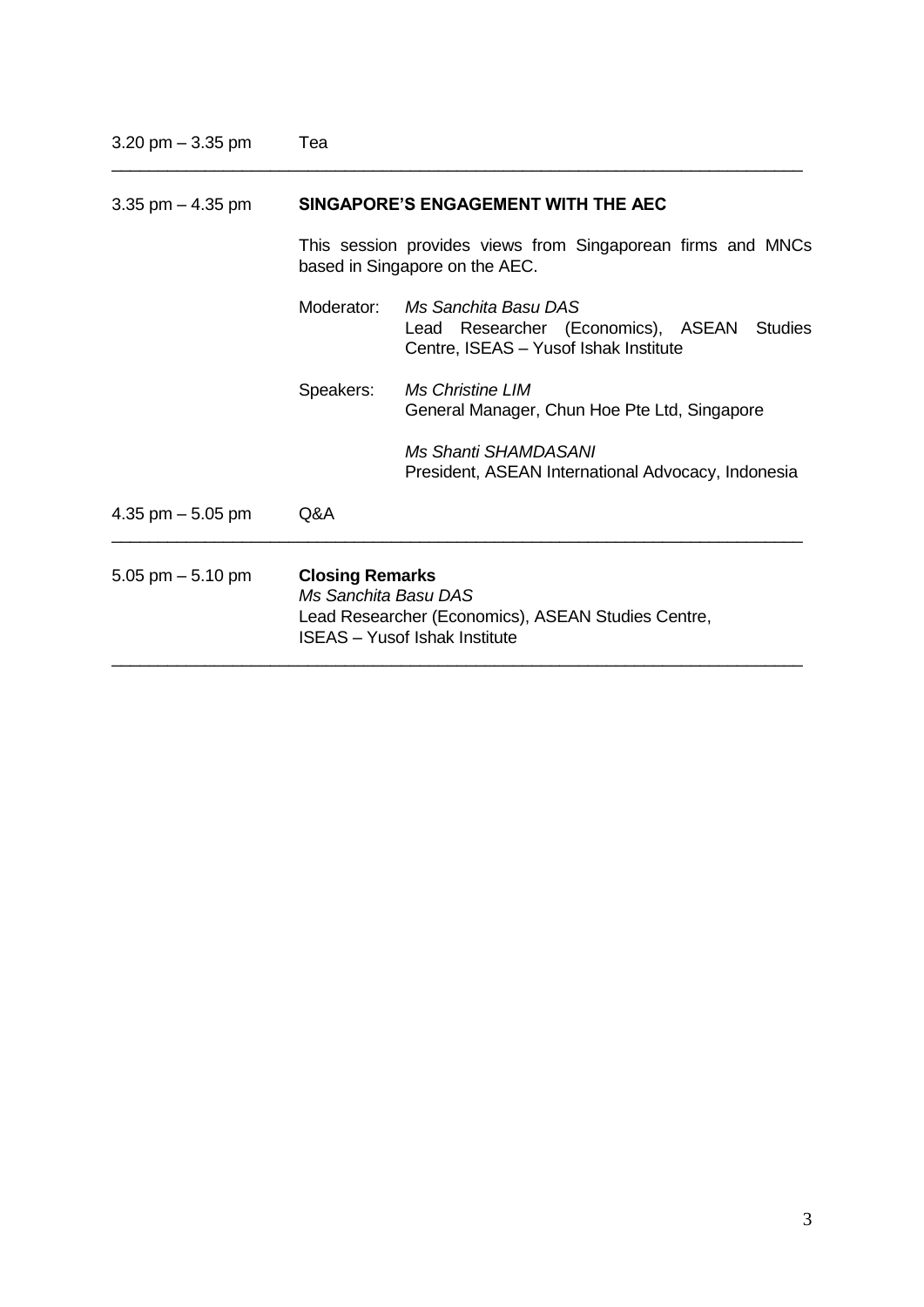3.20 pm – 3.35 pm Tea

---

3.35 pm – 4.35 pm **SINGAPORE'S ENGAGEMENT WITH THE AEC**

This session provides views from Singaporean firms and MNCs based in Singapore on the AEC.

Moderator: *Ms Sanchita Basu DAS*
Lead Researcher (Economics), ASEAN Studies Centre, ISEAS – Yusof Ishak Institute

Speakers: *Ms Christine LIM*
General Manager, Chun Hoe Pte Ltd, Singapore

*Ms Shanti SHAMDASANI*
President, ASEAN International Advocacy, Indonesia

4.35 pm – 5.05 pm Q&A

---

5.05 pm – 5.10 pm **Closing Remarks**
*Ms Sanchita Basu DAS*
Lead Researcher (Economics), ASEAN Studies Centre,
ISEAS – Yusof Ishak Institute

---